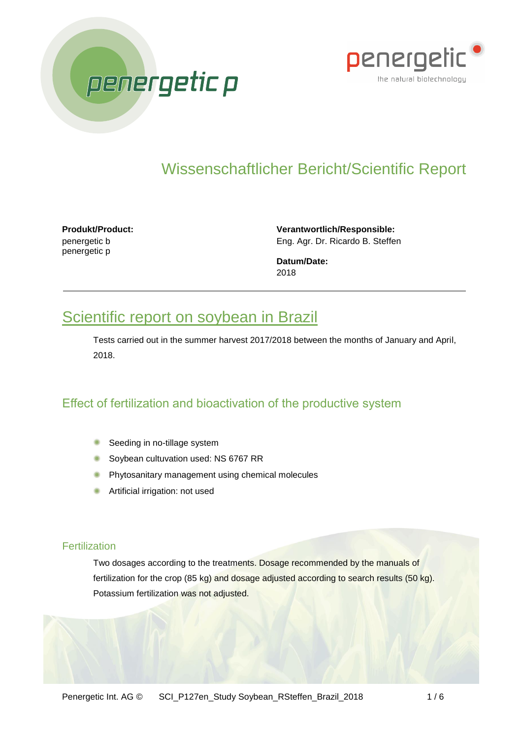# Wissenschaftlicher Bericht/Scientific Report

**Produkt/Product:**
penergetic b
penergetic p

**Verantwortlich/Responsible:**
Eng. Agr. Dr. Ricardo B. Steffen

**Datum/Date:**
2018

---

## Scientific report on soybean in Brazil

Tests carried out in the summer harvest 2017/2018 between the months of January and April, 2018.

### Effect of fertilization and bioactivation of the productive system

- Seeding in no-tillage system
- Soybean cultuvation used: NS 6767 RR
- Phytosanitary management using chemical molecules
- Artificial irrigation: not used

#### Fertilization

Two dosages according to the treatments. Dosage recommended by the manuals of fertilization for the crop (85 kg) and dosage adjusted according to search results (50 kg). Potassium fertilization was not adjusted.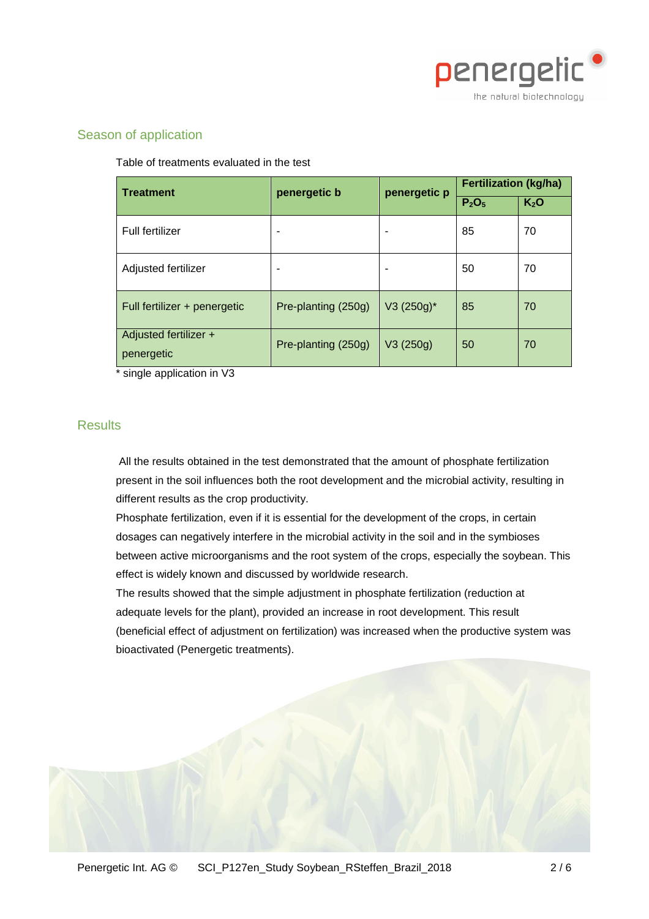## Season of application

Table of treatments evaluated in the test

| Treatment | penergetic b | penergetic p | Fertilization (kg/ha) | |
|---|---|---|---|---|
| | | | $P_2O_5$ | $K_2O$ |
| Full fertilizer | - | - | 85 | 70 |
| Adjusted fertilizer | - | - | 50 | 70 |
| Full fertilizer + penergetic | Pre-planting (250g) | V3 (250g)* | 85 | 70 |
| Adjusted fertilizer + penergetic | Pre-planting (250g) | V3 (250g) | 50 | 70 |

* single application in V3

## Results

All the results obtained in the test demonstrated that the amount of phosphate fertilization present in the soil influences both the root development and the microbial activity, resulting in different results as the crop productivity.

Phosphate fertilization, even if it is essential for the development of the crops, in certain dosages can negatively interfere in the microbial activity in the soil and in the symbioses between active microorganisms and the root system of the crops, especially the soybean. This effect is widely known and discussed by worldwide research.

The results showed that the simple adjustment in phosphate fertilization (reduction at adequate levels for the plant), provided an increase in root development. This result (beneficial effect of adjustment on fertilization) was increased when the productive system was bioactivated (Penergetic treatments).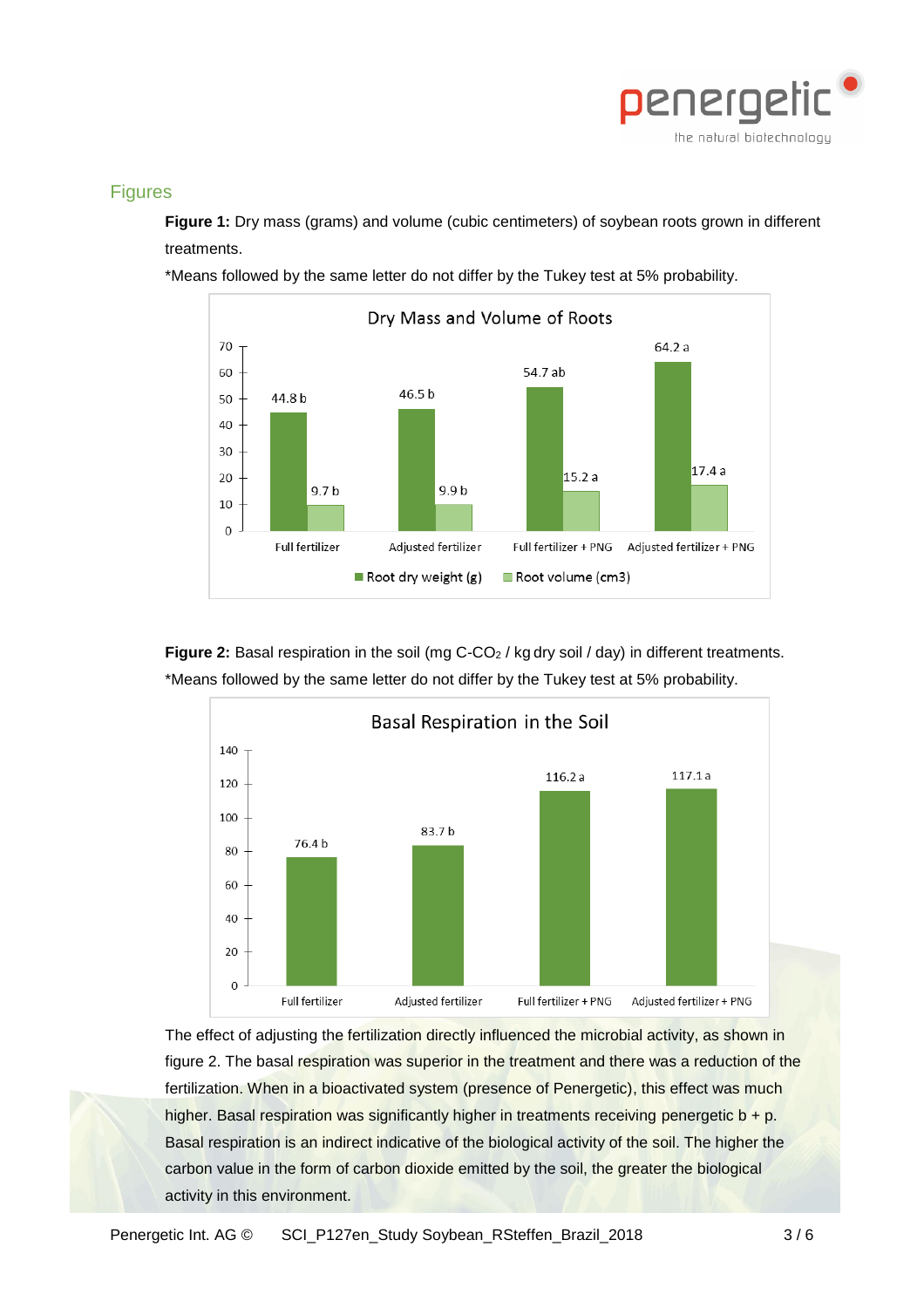## Figures

**Figure 1:** Dry mass (grams) and volume (cubic centimeters) of soybean roots grown in different treatments.

*Means followed by the same letter do not differ by the Tukey test at 5% probability.

**Dry Mass and Volume of Roots**

| Treatment | Root dry weight (g) | Root volume (cm3) |
|---|---|---|
| Full fertilizer | 44.8 b | 9.7 b |
| Adjusted fertilizer | 46.5 b | 9.9 b |
| Full fertilizer + PNG | 54.7 ab | 15.2 a |
| Adjusted fertilizer + PNG | 64.2 a | 17.4 a |

**Figure 2:** Basal respiration in the soil (mg C-$CO_2$ / kg dry soil / day) in different treatments.

*Means followed by the same letter do not differ by the Tukey test at 5% probability.

**Basal Respiration in the Soil**

| Treatment | Basal respiration |
|---|---|
| Full fertilizer | 76.4 b |
| Adjusted fertilizer | 83.7 b |
| Full fertilizer + PNG | 116.2 a |
| Adjusted fertilizer + PNG | 117.1 a |

The effect of adjusting the fertilization directly influenced the microbial activity, as shown in figure 2. The basal respiration was superior in the treatment and there was a reduction of the fertilization. When in a bioactivated system (presence of Penergetic), this effect was much higher. Basal respiration was significantly higher in treatments receiving penergetic b + p. Basal respiration is an indirect indicative of the biological activity of the soil. The higher the carbon value in the form of carbon dioxide emitted by the soil, the greater the biological activity in this environment.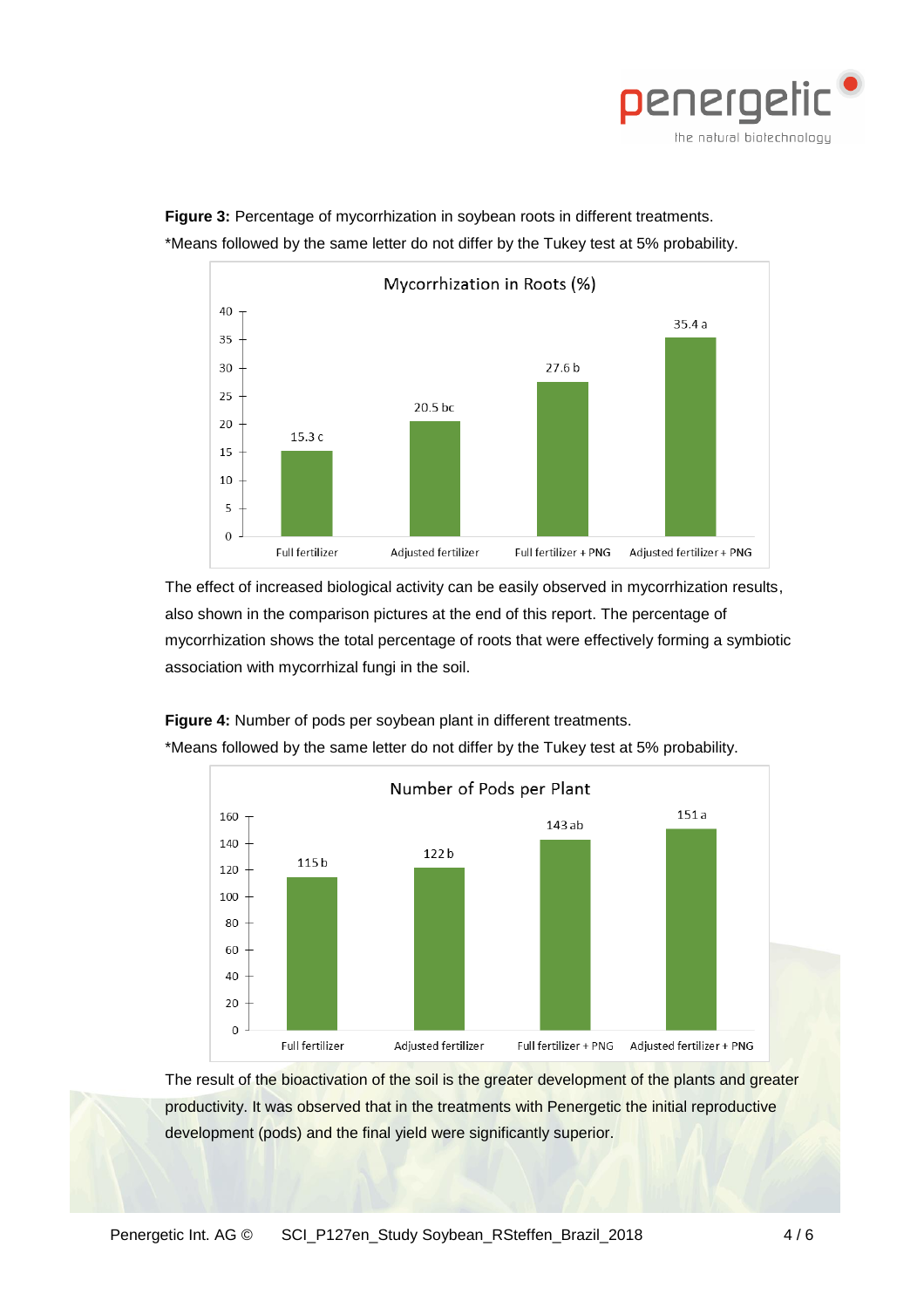**Figure 3:** Percentage of mycorrhization in soybean roots in different treatments.
*Means followed by the same letter do not differ by the Tukey test at 5% probability.

Mycorrhization in Roots (%)

| Treatment | Mycorrhization in Roots (%) |
|---|---|
| Full fertilizer | 15.3 c |
| Adjusted fertilizer | 20.5 bc |
| Full fertilizer + PNG | 27.6 b |
| Adjusted fertilizer + PNG | 35.4 a |

The effect of increased biological activity can be easily observed in mycorrhization results, also shown in the comparison pictures at the end of this report. The percentage of mycorrhization shows the total percentage of roots that were effectively forming a symbiotic association with mycorrhizal fungi in the soil.

**Figure 4:** Number of pods per soybean plant in different treatments.
*Means followed by the same letter do not differ by the Tukey test at 5% probability.

Number of Pods per Plant

| Treatment | Number of Pods per Plant |
|---|---|
| Full fertilizer | 115 b |
| Adjusted fertilizer | 122 b |
| Full fertilizer + PNG | 143 ab |
| Adjusted fertilizer + PNG | 151 a |

The result of the bioactivation of the soil is the greater development of the plants and greater productivity. It was observed that in the treatments with Penergetic the initial reproductive development (pods) and the final yield were significantly superior.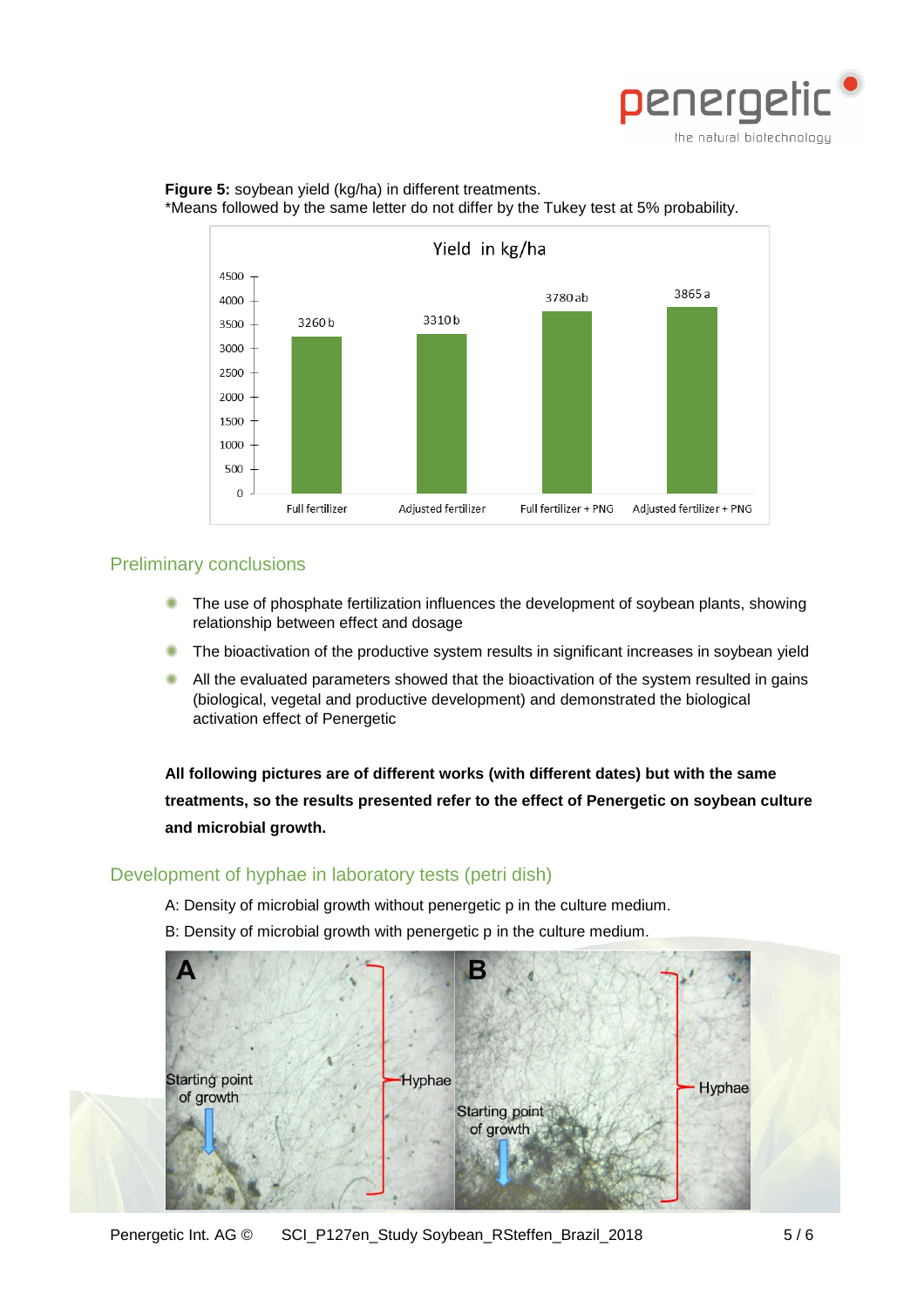**Figure 5:** soybean yield (kg/ha) in different treatments.
*Means followed by the same letter do not differ by the Tukey test at 5% probability.

| Treatment | Yield in kg/ha |
|---|---|
| Full fertilizer | 3260 b |
| Adjusted fertilizer | 3310 b |
| Full fertilizer + PNG | 3780 ab |
| Adjusted fertilizer + PNG | 3865 a |

## Preliminary conclusions

- The use of phosphate fertilization influences the development of soybean plants, showing relationship between effect and dosage
- The bioactivation of the productive system results in significant increases in soybean yield
- All the evaluated parameters showed that the bioactivation of the system resulted in gains (biological, vegetal and productive development) and demonstrated the biological activation effect of Penergetic

**All following pictures are of different works (with different dates) but with the same treatments, so the results presented refer to the effect of Penergetic on soybean culture and microbial growth.**

## Development of hyphae in laboratory tests (petri dish)

A: Density of microbial growth without penergetic p in the culture medium.

B: Density of microbial growth with penergetic p in the culture medium.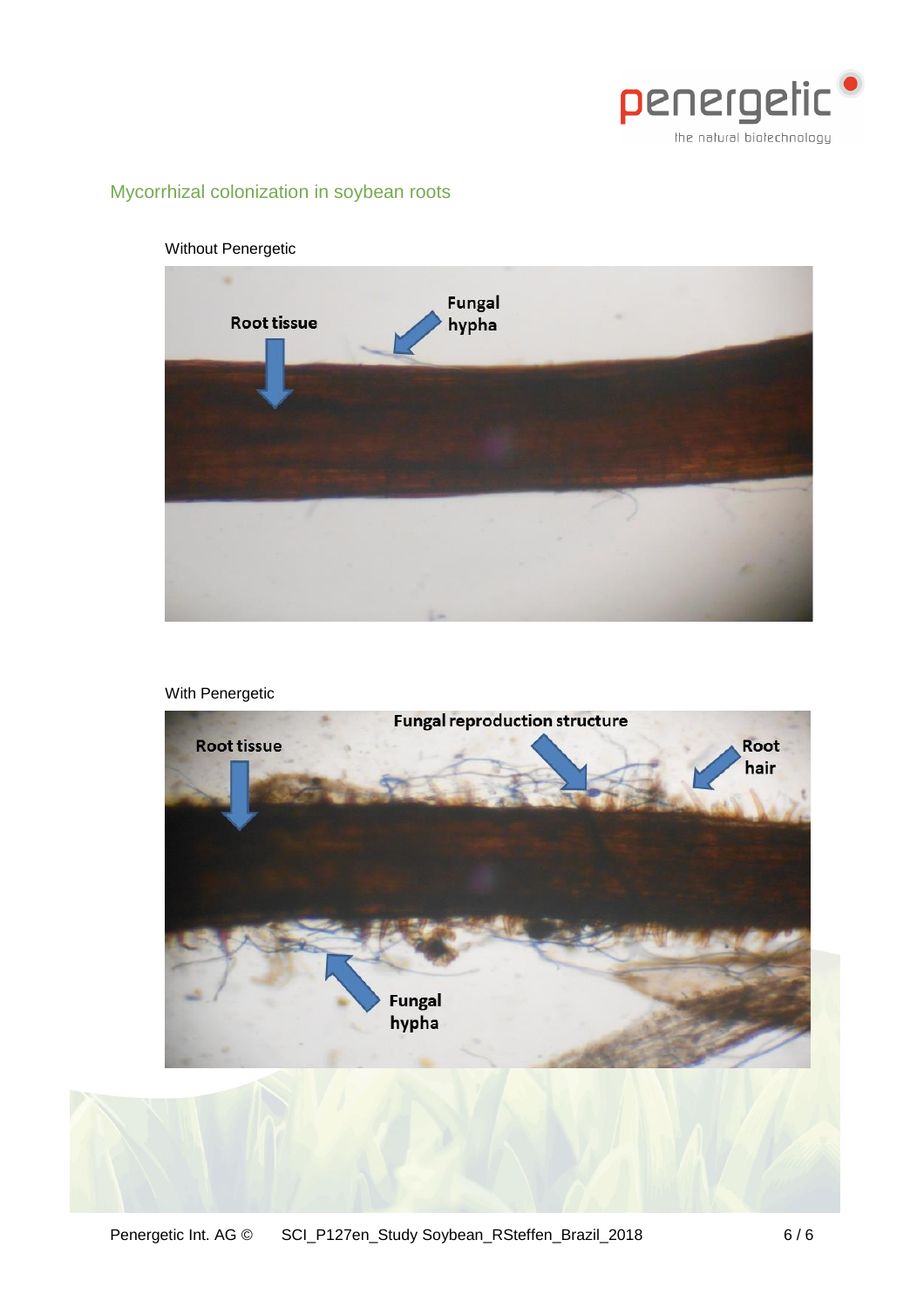## Mycorrhizal colonization in soybean roots

Without Penergetic

Root tissue

Fungal hypha

With Penergetic

Fungal reproduction structure

Root tissue

Root hair

Fungal hypha